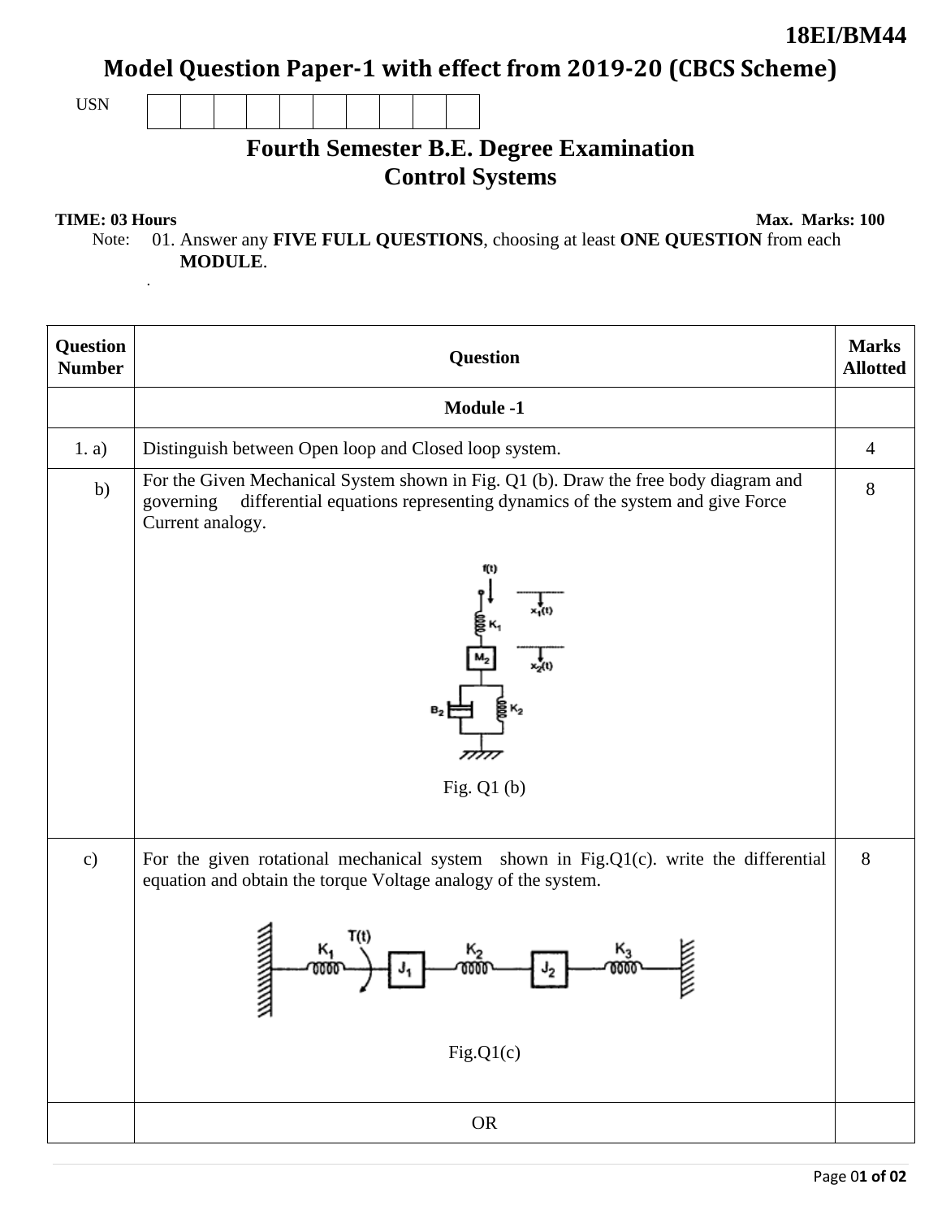**18EI/BM44**

# Model Question Paper-1 with effect from 2019-20 (CBCS Scheme)

USN

## Fourth Semester B.E. Degree Examination
## Control Systems

**TIME: 03 Hours** **Max. Marks: 100**

Note: 01. Answer any **FIVE FULL QUESTIONS**, choosing at least **ONE QUESTION** from each **MODULE**.

| Question Number | Question | Marks Allotted |
|---|---|---|
| | **Module -1** | |
| 1. a) | Distinguish between Open loop and Closed loop system. | 4 |
| b) | For the Given Mechanical System shown in Fig. Q1 (b). Draw the free body diagram and governing differential equations representing dynamics of the system and give Force Current analogy. <br><br> Fig. Q1 (b) | 8 |
| c) | For the given rotational mechanical system shown in Fig.Q1(c). write the differential equation and obtain the torque Voltage analogy of the system. <br><br> Fig.Q1(c) | 8 |
| | OR | |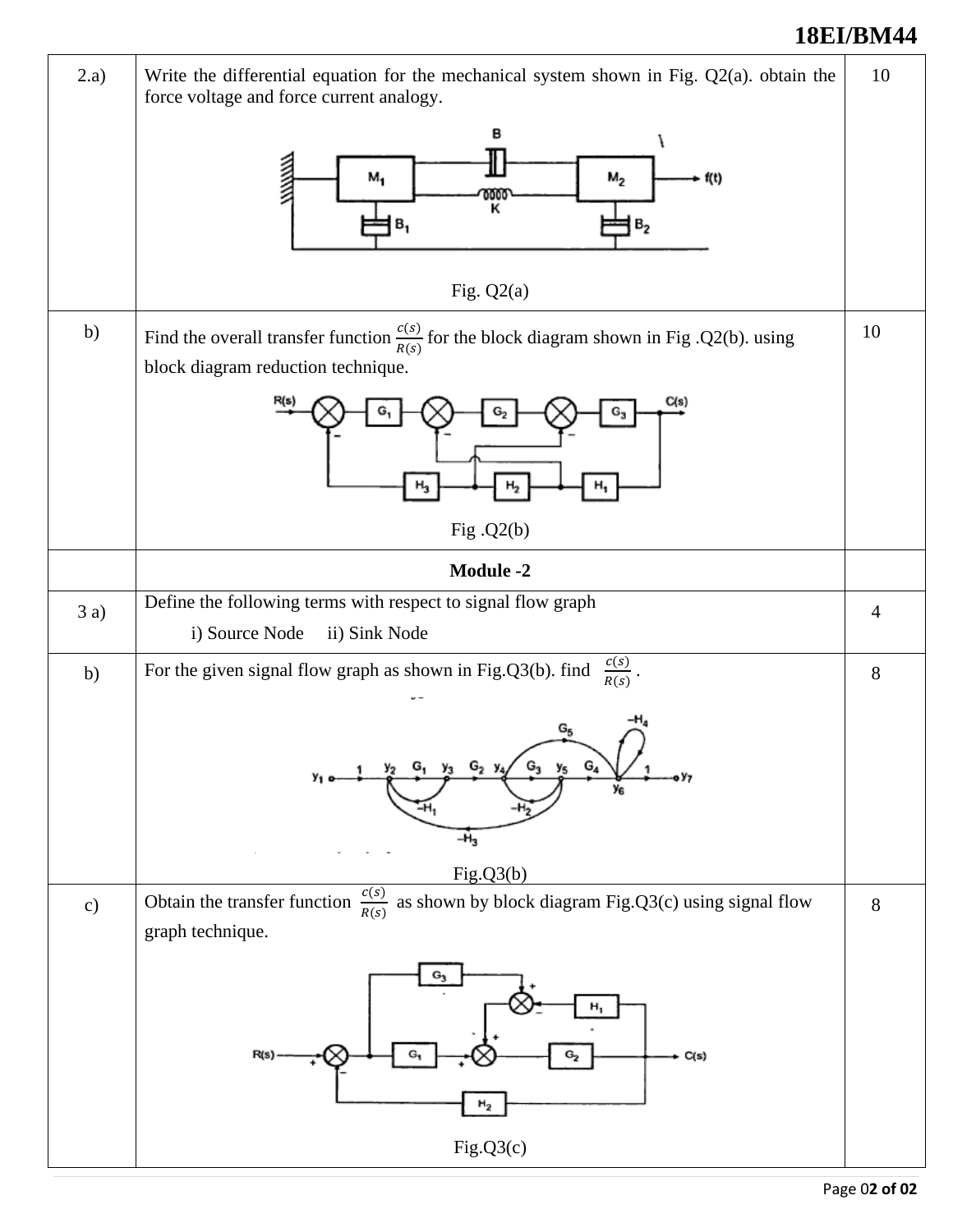| | | |
|---|---|---|
| 2.a) | Write the differential equation for the mechanical system shown in Fig. Q2(a). obtain the force voltage and force current analogy.<br><br>Fig. Q2(a) | 10 |
| b) | Find the overall transfer function $\frac{c(s)}{R(s)}$ for the block diagram shown in Fig .Q2(b). using block diagram reduction technique.<br><br>Fig .Q2(b) | 10 |
| | **Module -2** | |
| 3 a) | Define the following terms with respect to signal flow graph<br>i) Source Node ii) Sink Node | 4 |
| b) | For the given signal flow graph as shown in Fig.Q3(b). find $\frac{c(s)}{R(s)}$ .<br><br>Fig.Q3(b) | 8 |
| c) | Obtain the transfer function $\frac{c(s)}{R(s)}$ as shown by block diagram Fig.Q3(c) using signal flow graph technique.<br><br>Fig.Q3(c) | 8 |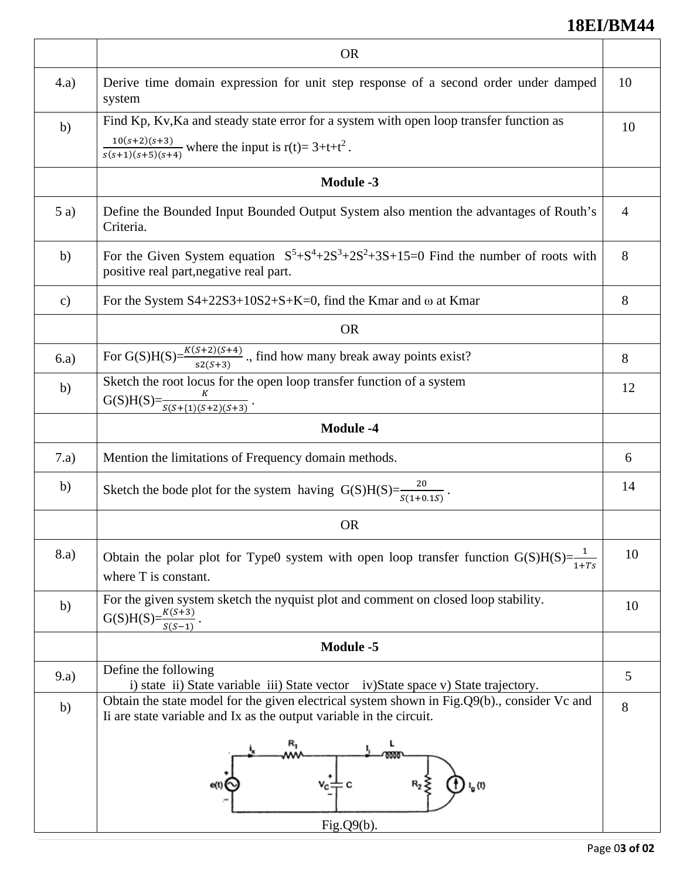| | OR | |
|---|---|---|
| 4.a) | Derive time domain expression for unit step response of a second order under damped system | 10 |
| b) | Find Kp, Kv,Ka and steady state error for a system with open loop transfer function as $\frac{10(s+2)(s+3)}{s(s+1)(s+5)(s+4)}$ where the input is r(t)= 3+t+t$^2$ . | 10 |
| | **Module -3** | |
| 5 a) | Define the Bounded Input Bounded Output System also mention the advantages of Routh's Criteria. | 4 |
| b) | For the Given System equation $S^5+S^4+2S^3+2S^2+3S+15=0$ Find the number of roots with positive real part,negative real part. | 8 |
| c) | For the System S4+22S3+10S2+S+K=0, find the Kmar and ω at Kmar | 8 |
| | OR | |
| 6.a) | For G(S)H(S)=$\frac{K(S+2)(S+4)}{s2(S+3)}$ ., find how many break away points exist? | 8 |
| b) | Sketch the root locus for the open loop transfer function of a system G(S)H(S)=$\frac{K}{S(S+\{1)(S+2)(S+3)}$ . | 12 |
| | **Module -4** | |
| 7.a) | Mention the limitations of Frequency domain methods. | 6 |
| b) | Sketch the bode plot for the system having G(S)H(S)=$\frac{20}{S(1+0.1S)}$ . | 14 |
| | OR | |
| 8.a) | Obtain the polar plot for Type0 system with open loop transfer function G(S)H(S)=$\frac{1}{1+Ts}$ where T is constant. | 10 |
| b) | For the given system sketch the nyquist plot and comment on closed loop stability. G(S)H(S)=$\frac{K(S+3)}{S(S-1)}$ . | 10 |
| | **Module -5** | |
| 9.a) | Define the following<br>i) state ii) State variable iii) State vector iv)State space v) State trajectory. | 5 |
| b) | Obtain the state model for the given electrical system shown in Fig.Q9(b)., consider Vc and Ii are state variable and Ix as the output variable in the circuit.<br><br>Fig.Q9(b). | 8 |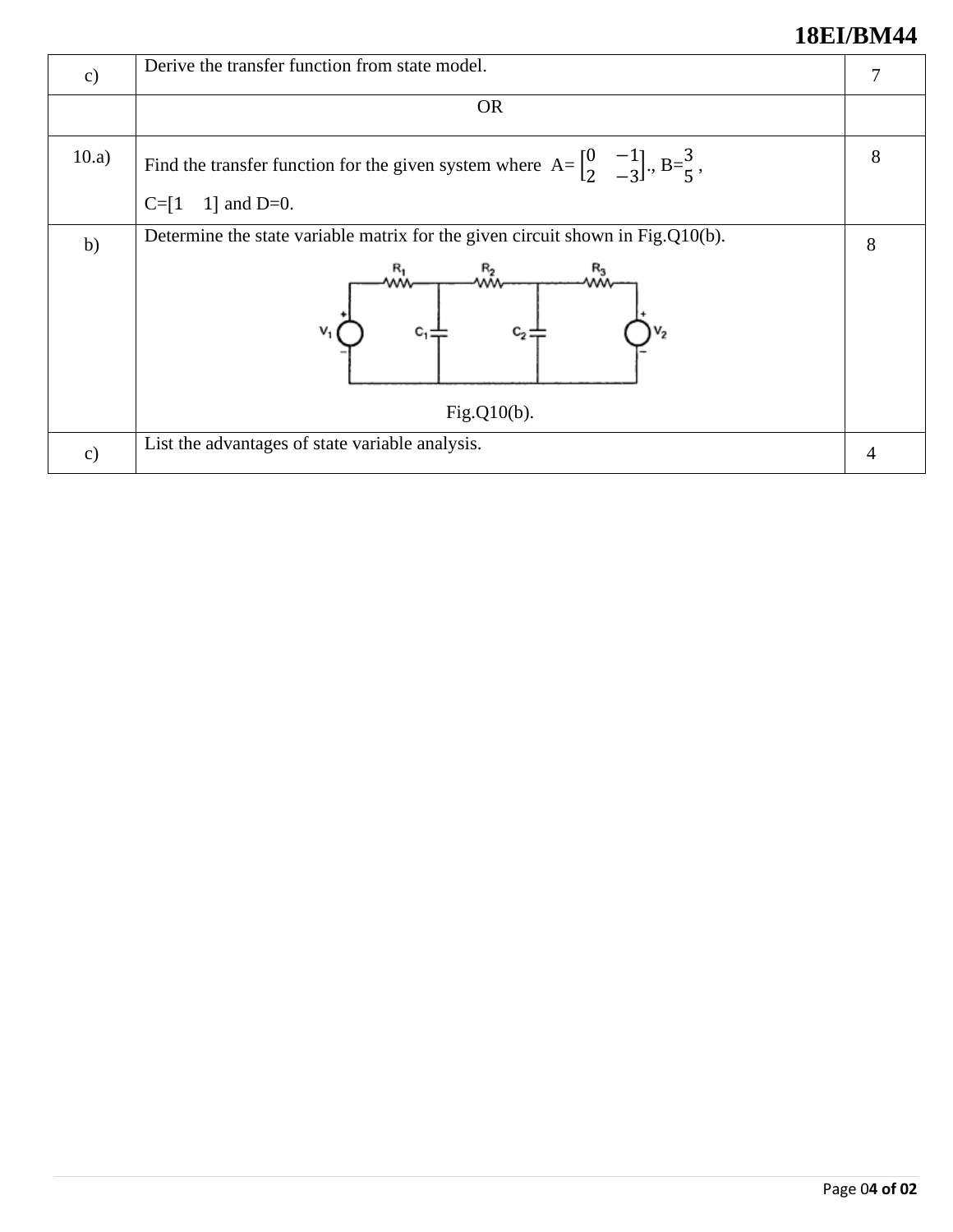| | | |
|---|---|---|
| c) | Derive the transfer function from state model. | 7 |
| | OR | |
| 10.a) | Find the transfer function for the given system where A= $\begin{bmatrix} 0 & -1 \\ 2 & -3 \end{bmatrix}$., B= $\begin{matrix} 3 \\ 5 \end{matrix}$ , C=[1 1] and D=0. | 8 |
| b) | Determine the state variable matrix for the given circuit shown in Fig.Q10(b). Fig.Q10(b). | 8 |
| c) | List the advantages of state variable analysis. | 4 |